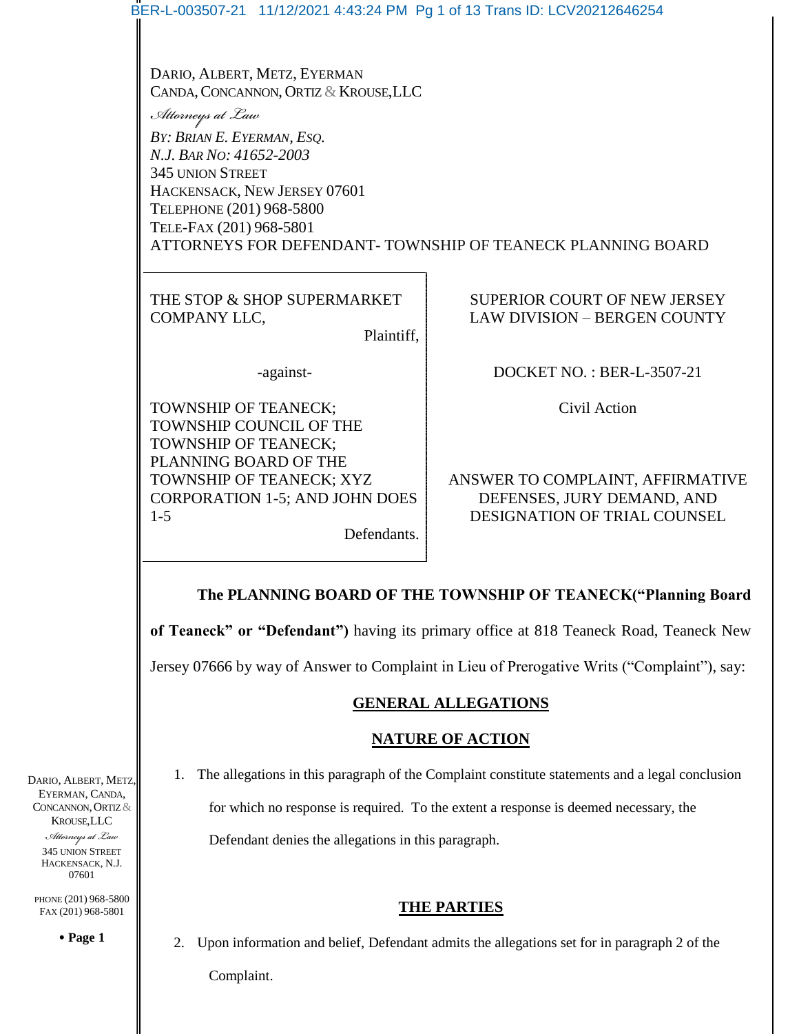DARIO, ALBERT, METZ, EYERMAN
CANDA, CONCANNON, ORTIZ & KROUSE,LLC
*Attorneys at Law*
*BY: BRIAN E. EYERMAN, ESQ.*
*N.J. BAR NO: 41652-2003*
345 UNION STREET
HACKENSACK, NEW JERSEY 07601
TELEPHONE (201) 968-5800
TELE-FAX (201) 968-5801
ATTORNEYS FOR DEFENDANT- TOWNSHIP OF TEANECK PLANNING BOARD

| | |
|---|---|
| THE STOP & SHOP SUPERMARKET COMPANY LLC, Plaintiff, | SUPERIOR COURT OF NEW JERSEY LAW DIVISION – BERGEN COUNTY |
| -against- | DOCKET NO. : BER-L-3507-21 |
| TOWNSHIP OF TEANECK; TOWNSHIP COUNCIL OF THE TOWNSHIP OF TEANECK; PLANNING BOARD OF THE TOWNSHIP OF TEANECK; XYZ CORPORATION 1-5; AND JOHN DOES 1-5 Defendants. | Civil Action<br><br>ANSWER TO COMPLAINT, AFFIRMATIVE DEFENSES, JURY DEMAND, AND DESIGNATION OF TRIAL COUNSEL |

**The PLANNING BOARD OF THE TOWNSHIP OF TEANECK("Planning Board of Teaneck" or "Defendant")** having its primary office at 818 Teaneck Road, Teaneck New Jersey 07666 by way of Answer to Complaint in Lieu of Prerogative Writs ("Complaint"), say:

## GENERAL ALLEGATIONS

## NATURE OF ACTION

1. The allegations in this paragraph of the Complaint constitute statements and a legal conclusion for which no response is required. To the extent a response is deemed necessary, the Defendant denies the allegations in this paragraph.

## THE PARTIES

2. Upon information and belief, Defendant admits the allegations set for in paragraph 2 of the Complaint.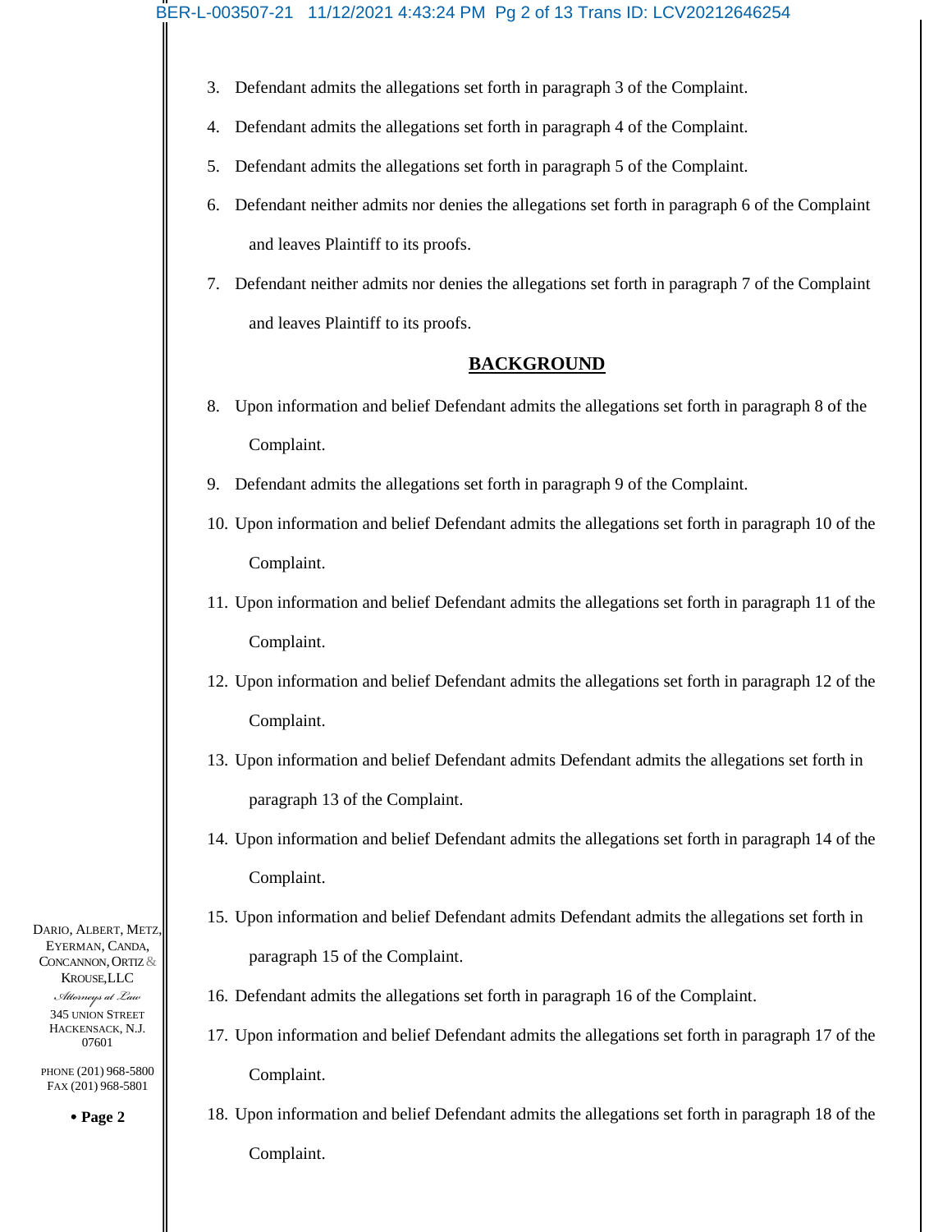3. Defendant admits the allegations set forth in paragraph 3 of the Complaint.
4. Defendant admits the allegations set forth in paragraph 4 of the Complaint.
5. Defendant admits the allegations set forth in paragraph 5 of the Complaint.
6. Defendant neither admits nor denies the allegations set forth in paragraph 6 of the Complaint and leaves Plaintiff to its proofs.
7. Defendant neither admits nor denies the allegations set forth in paragraph 7 of the Complaint and leaves Plaintiff to its proofs.

## BACKGROUND

8. Upon information and belief Defendant admits the allegations set forth in paragraph 8 of the Complaint.
9. Defendant admits the allegations set forth in paragraph 9 of the Complaint.
10. Upon information and belief Defendant admits the allegations set forth in paragraph 10 of the Complaint.
11. Upon information and belief Defendant admits the allegations set forth in paragraph 11 of the Complaint.
12. Upon information and belief Defendant admits the allegations set forth in paragraph 12 of the Complaint.
13. Upon information and belief Defendant admits Defendant admits the allegations set forth in paragraph 13 of the Complaint.
14. Upon information and belief Defendant admits the allegations set forth in paragraph 14 of the Complaint.
15. Upon information and belief Defendant admits Defendant admits the allegations set forth in paragraph 15 of the Complaint.
16. Defendant admits the allegations set forth in paragraph 16 of the Complaint.
17. Upon information and belief Defendant admits the allegations set forth in paragraph 17 of the Complaint.
18. Upon information and belief Defendant admits the allegations set forth in paragraph 18 of the Complaint.

DARIO, ALBERT, METZ, EYERMAN, CANDA, CONCANNON, ORTIZ & KROUSE,LLC
*Attorneys at Law*
345 UNION STREET
HACKENSACK, N.J. 07601

PHONE (201) 968-5800
FAX (201) 968-5801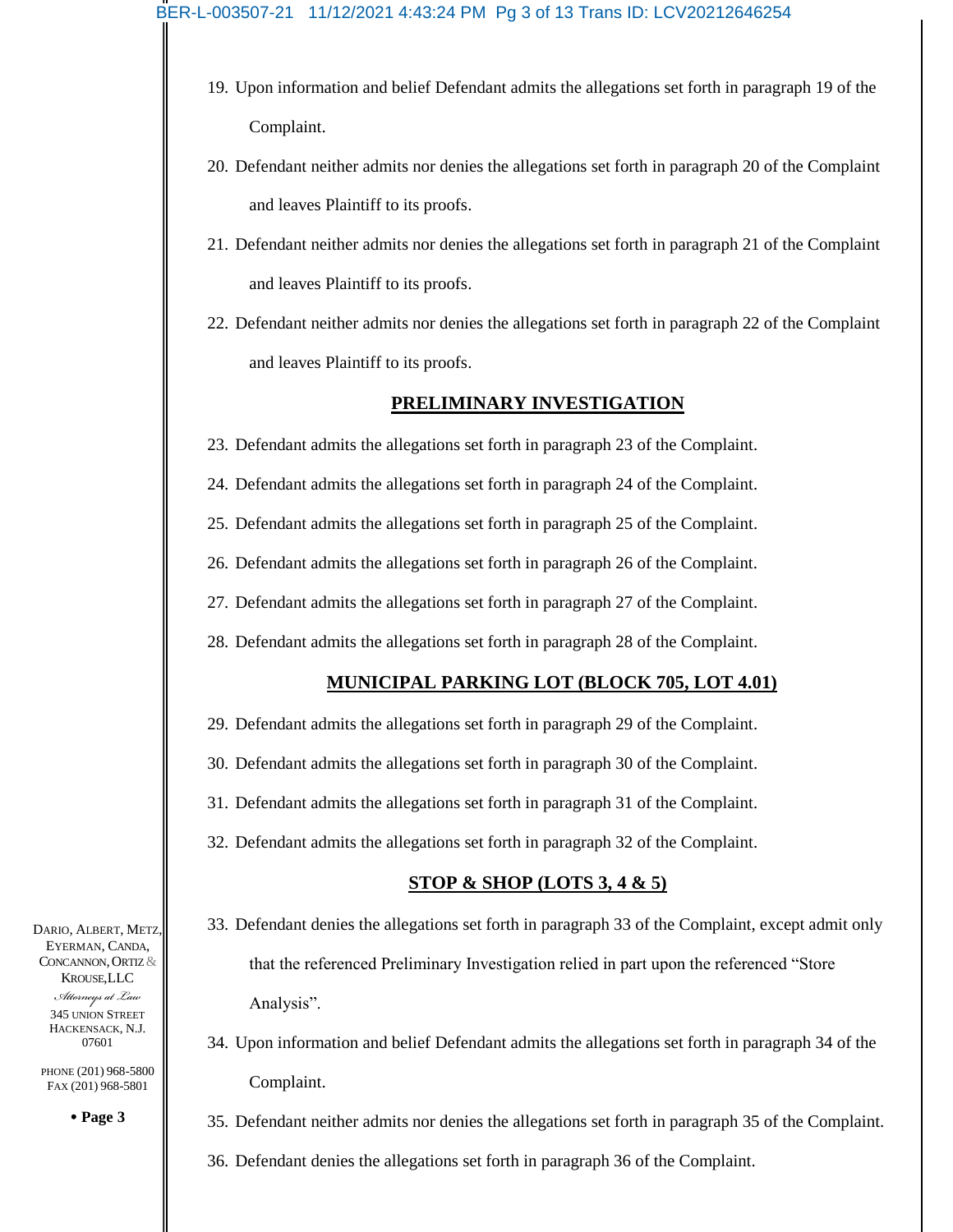19. Upon information and belief Defendant admits the allegations set forth in paragraph 19 of the Complaint.

20. Defendant neither admits nor denies the allegations set forth in paragraph 20 of the Complaint and leaves Plaintiff to its proofs.

21. Defendant neither admits nor denies the allegations set forth in paragraph 21 of the Complaint and leaves Plaintiff to its proofs.

22. Defendant neither admits nor denies the allegations set forth in paragraph 22 of the Complaint and leaves Plaintiff to its proofs.

**PRELIMINARY INVESTIGATION**

23. Defendant admits the allegations set forth in paragraph 23 of the Complaint.

24. Defendant admits the allegations set forth in paragraph 24 of the Complaint.

25. Defendant admits the allegations set forth in paragraph 25 of the Complaint.

26. Defendant admits the allegations set forth in paragraph 26 of the Complaint.

27. Defendant admits the allegations set forth in paragraph 27 of the Complaint.

28. Defendant admits the allegations set forth in paragraph 28 of the Complaint.

**MUNICIPAL PARKING LOT (BLOCK 705, LOT 4.01)**

29. Defendant admits the allegations set forth in paragraph 29 of the Complaint.

30. Defendant admits the allegations set forth in paragraph 30 of the Complaint.

31. Defendant admits the allegations set forth in paragraph 31 of the Complaint.

32. Defendant admits the allegations set forth in paragraph 32 of the Complaint.

**STOP & SHOP (LOTS 3, 4 & 5)**

33. Defendant denies the allegations set forth in paragraph 33 of the Complaint, except admit only that the referenced Preliminary Investigation relied in part upon the referenced "Store Analysis".

34. Upon information and belief Defendant admits the allegations set forth in paragraph 34 of the Complaint.

35. Defendant neither admits nor denies the allegations set forth in paragraph 35 of the Complaint.

36. Defendant denies the allegations set forth in paragraph 36 of the Complaint.

DARIO, ALBERT, METZ, EYERMAN, CANDA, CONCANNON, ORTIZ & KROUSE, LLC
*Attorneys at Law*
345 UNION STREET
HACKENSACK, N.J. 07601

PHONE (201) 968-5800
FAX (201) 968-5801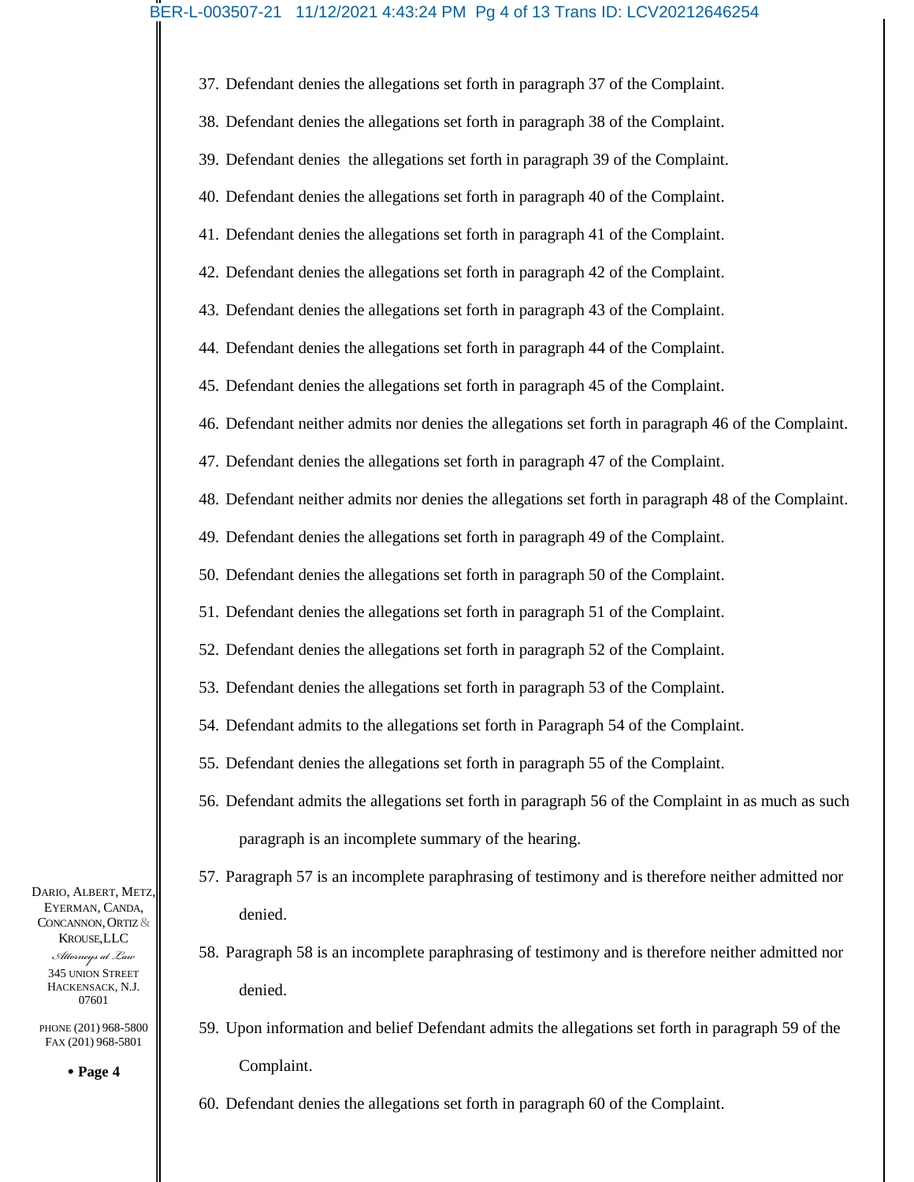37. Defendant denies the allegations set forth in paragraph 37 of the Complaint.

38. Defendant denies the allegations set forth in paragraph 38 of the Complaint.

39. Defendant denies the allegations set forth in paragraph 39 of the Complaint.

40. Defendant denies the allegations set forth in paragraph 40 of the Complaint.

41. Defendant denies the allegations set forth in paragraph 41 of the Complaint.

42. Defendant denies the allegations set forth in paragraph 42 of the Complaint.

43. Defendant denies the allegations set forth in paragraph 43 of the Complaint.

44. Defendant denies the allegations set forth in paragraph 44 of the Complaint.

45. Defendant denies the allegations set forth in paragraph 45 of the Complaint.

46. Defendant neither admits nor denies the allegations set forth in paragraph 46 of the Complaint.

47. Defendant denies the allegations set forth in paragraph 47 of the Complaint.

48. Defendant neither admits nor denies the allegations set forth in paragraph 48 of the Complaint.

49. Defendant denies the allegations set forth in paragraph 49 of the Complaint.

50. Defendant denies the allegations set forth in paragraph 50 of the Complaint.

51. Defendant denies the allegations set forth in paragraph 51 of the Complaint.

52. Defendant denies the allegations set forth in paragraph 52 of the Complaint.

53. Defendant denies the allegations set forth in paragraph 53 of the Complaint.

54. Defendant admits to the allegations set forth in Paragraph 54 of the Complaint.

55. Defendant denies the allegations set forth in paragraph 55 of the Complaint.

56. Defendant admits the allegations set forth in paragraph 56 of the Complaint in as much as such paragraph is an incomplete summary of the hearing.

57. Paragraph 57 is an incomplete paraphrasing of testimony and is therefore neither admitted nor denied.

58. Paragraph 58 is an incomplete paraphrasing of testimony and is therefore neither admitted nor denied.

59. Upon information and belief Defendant admits the allegations set forth in paragraph 59 of the Complaint.

60. Defendant denies the allegations set forth in paragraph 60 of the Complaint.

DARIO, ALBERT, METZ, EYERMAN, CANDA, CONCANNON, ORTIZ & KROUSE, LLC
*Attorneys at Law*
345 UNION STREET
HACKENSACK, N.J. 07601

PHONE (201) 968-5800
FAX (201) 968-5801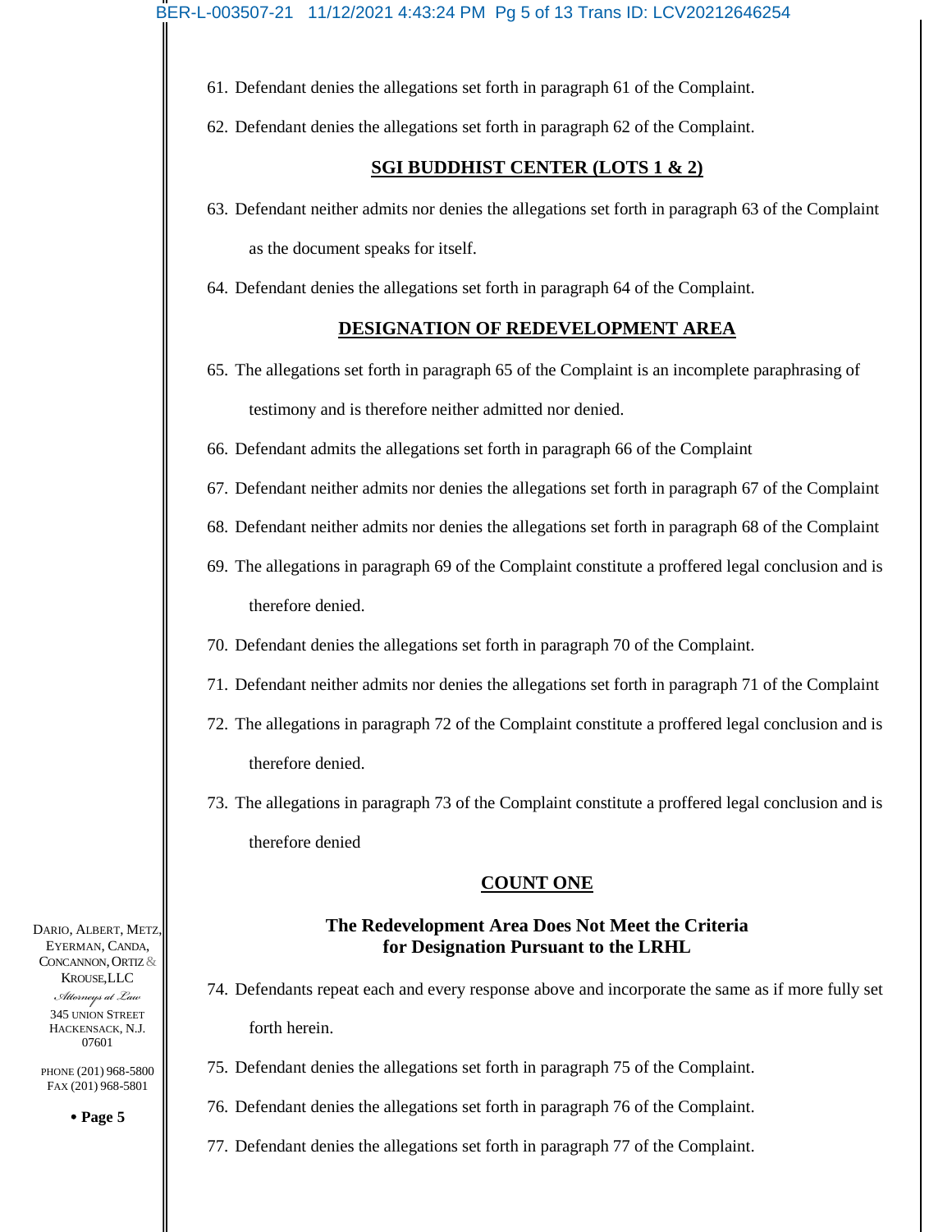61. Defendant denies the allegations set forth in paragraph 61 of the Complaint.

62. Defendant denies the allegations set forth in paragraph 62 of the Complaint.

**SGI BUDDHIST CENTER (LOTS 1 & 2)**

63. Defendant neither admits nor denies the allegations set forth in paragraph 63 of the Complaint as the document speaks for itself.

64. Defendant denies the allegations set forth in paragraph 64 of the Complaint.

**DESIGNATION OF REDEVELOPMENT AREA**

65. The allegations set forth in paragraph 65 of the Complaint is an incomplete paraphrasing of testimony and is therefore neither admitted nor denied.

66. Defendant admits the allegations set forth in paragraph 66 of the Complaint

67. Defendant neither admits nor denies the allegations set forth in paragraph 67 of the Complaint

68. Defendant neither admits nor denies the allegations set forth in paragraph 68 of the Complaint

69. The allegations in paragraph 69 of the Complaint constitute a proffered legal conclusion and is therefore denied.

70. Defendant denies the allegations set forth in paragraph 70 of the Complaint.

71. Defendant neither admits nor denies the allegations set forth in paragraph 71 of the Complaint

72. The allegations in paragraph 72 of the Complaint constitute a proffered legal conclusion and is therefore denied.

73. The allegations in paragraph 73 of the Complaint constitute a proffered legal conclusion and is therefore denied

**COUNT ONE**

**The Redevelopment Area Does Not Meet the Criteria for Designation Pursuant to the LRHL**

74. Defendants repeat each and every response above and incorporate the same as if more fully set forth herein.

75. Defendant denies the allegations set forth in paragraph 75 of the Complaint.

76. Defendant denies the allegations set forth in paragraph 76 of the Complaint.

77. Defendant denies the allegations set forth in paragraph 77 of the Complaint.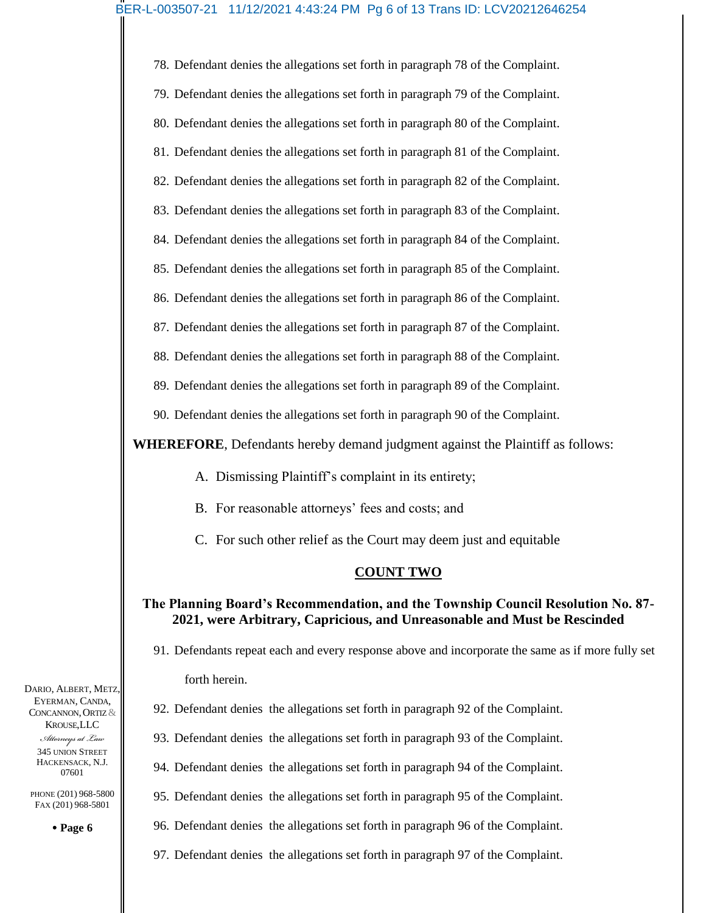78. Defendant denies the allegations set forth in paragraph 78 of the Complaint.
79. Defendant denies the allegations set forth in paragraph 79 of the Complaint.
80. Defendant denies the allegations set forth in paragraph 80 of the Complaint.
81. Defendant denies the allegations set forth in paragraph 81 of the Complaint.
82. Defendant denies the allegations set forth in paragraph 82 of the Complaint.
83. Defendant denies the allegations set forth in paragraph 83 of the Complaint.
84. Defendant denies the allegations set forth in paragraph 84 of the Complaint.
85. Defendant denies the allegations set forth in paragraph 85 of the Complaint.
86. Defendant denies the allegations set forth in paragraph 86 of the Complaint.
87. Defendant denies the allegations set forth in paragraph 87 of the Complaint.
88. Defendant denies the allegations set forth in paragraph 88 of the Complaint.
89. Defendant denies the allegations set forth in paragraph 89 of the Complaint.
90. Defendant denies the allegations set forth in paragraph 90 of the Complaint.

**WHEREFORE**, Defendants hereby demand judgment against the Plaintiff as follows:

A. Dismissing Plaintiff's complaint in its entirety;

B. For reasonable attorneys' fees and costs; and

C. For such other relief as the Court may deem just and equitable

## COUNT TWO

### The Planning Board's Recommendation, and the Township Council Resolution No. 87-2021, were Arbitrary, Capricious, and Unreasonable and Must be Rescinded

91. Defendants repeat each and every response above and incorporate the same as if more fully set forth herein.
92. Defendant denies the allegations set forth in paragraph 92 of the Complaint.
93. Defendant denies the allegations set forth in paragraph 93 of the Complaint.
94. Defendant denies the allegations set forth in paragraph 94 of the Complaint.
95. Defendant denies the allegations set forth in paragraph 95 of the Complaint.
96. Defendant denies the allegations set forth in paragraph 96 of the Complaint.
97. Defendant denies the allegations set forth in paragraph 97 of the Complaint.

DARIO, ALBERT, METZ, EYERMAN, CANDA, CONCANNON, ORTIZ & KROUSE, LLC
*Attorneys at Law*
345 UNION STREET
HACKENSACK, N.J. 07601

PHONE (201) 968-5800
FAX (201) 968-5801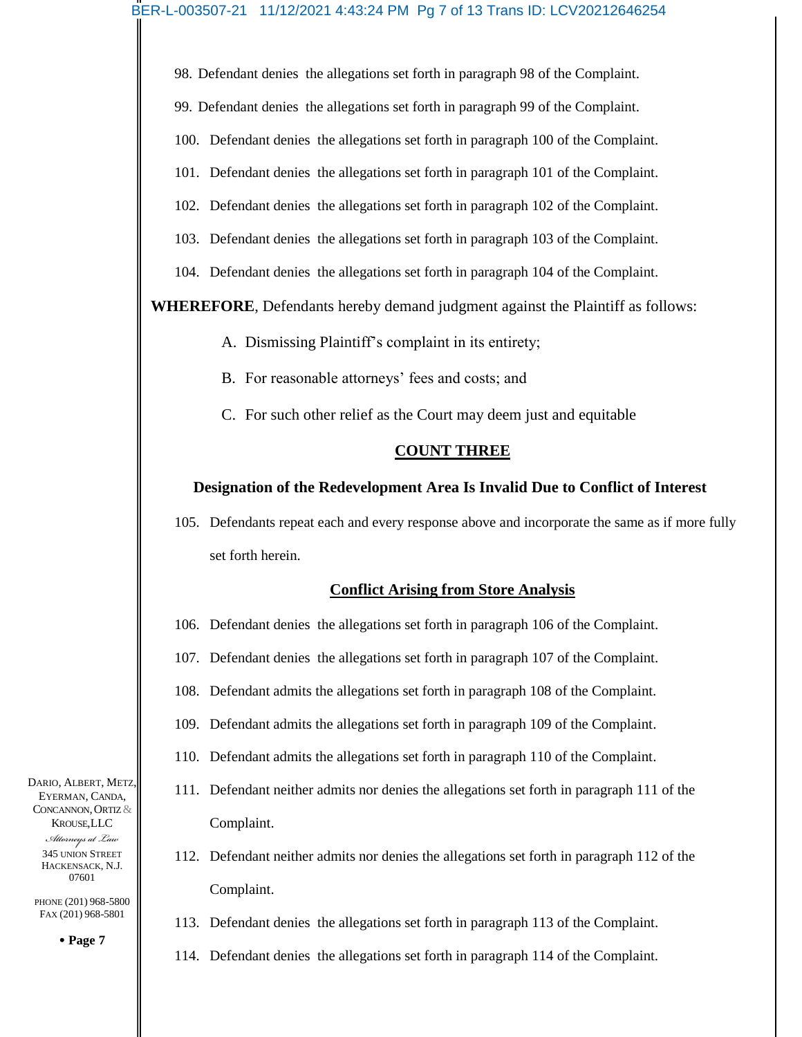98. Defendant denies the allegations set forth in paragraph 98 of the Complaint.

99. Defendant denies the allegations set forth in paragraph 99 of the Complaint.

100. Defendant denies the allegations set forth in paragraph 100 of the Complaint.

101. Defendant denies the allegations set forth in paragraph 101 of the Complaint.

102. Defendant denies the allegations set forth in paragraph 102 of the Complaint.

103. Defendant denies the allegations set forth in paragraph 103 of the Complaint.

104. Defendant denies the allegations set forth in paragraph 104 of the Complaint.

**WHEREFORE**, Defendants hereby demand judgment against the Plaintiff as follows:

A. Dismissing Plaintiff's complaint in its entirety;

B. For reasonable attorneys' fees and costs; and

C. For such other relief as the Court may deem just and equitable

## **COUNT THREE**

### **Designation of the Redevelopment Area Is Invalid Due to Conflict of Interest**

105. Defendants repeat each and every response above and incorporate the same as if more fully set forth herein.

### **Conflict Arising from Store Analysis**

106. Defendant denies the allegations set forth in paragraph 106 of the Complaint.

107. Defendant denies the allegations set forth in paragraph 107 of the Complaint.

108. Defendant admits the allegations set forth in paragraph 108 of the Complaint.

109. Defendant admits the allegations set forth in paragraph 109 of the Complaint.

110. Defendant admits the allegations set forth in paragraph 110 of the Complaint.

111. Defendant neither admits nor denies the allegations set forth in paragraph 111 of the Complaint.

112. Defendant neither admits nor denies the allegations set forth in paragraph 112 of the Complaint.

113. Defendant denies the allegations set forth in paragraph 113 of the Complaint.

114. Defendant denies the allegations set forth in paragraph 114 of the Complaint.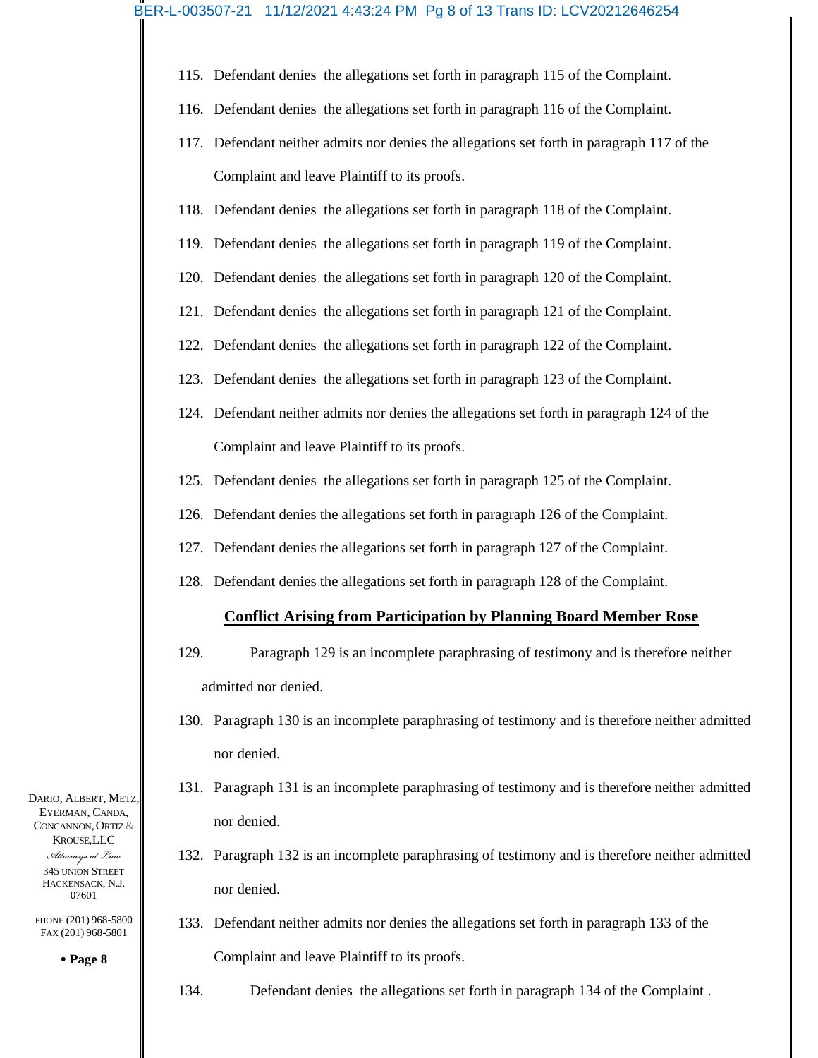115. Defendant denies the allegations set forth in paragraph 115 of the Complaint.

116. Defendant denies the allegations set forth in paragraph 116 of the Complaint.

117. Defendant neither admits nor denies the allegations set forth in paragraph 117 of the Complaint and leave Plaintiff to its proofs.

118. Defendant denies the allegations set forth in paragraph 118 of the Complaint.

119. Defendant denies the allegations set forth in paragraph 119 of the Complaint.

120. Defendant denies the allegations set forth in paragraph 120 of the Complaint.

121. Defendant denies the allegations set forth in paragraph 121 of the Complaint.

122. Defendant denies the allegations set forth in paragraph 122 of the Complaint.

123. Defendant denies the allegations set forth in paragraph 123 of the Complaint.

124. Defendant neither admits nor denies the allegations set forth in paragraph 124 of the Complaint and leave Plaintiff to its proofs.

125. Defendant denies the allegations set forth in paragraph 125 of the Complaint.

126. Defendant denies the allegations set forth in paragraph 126 of the Complaint.

127. Defendant denies the allegations set forth in paragraph 127 of the Complaint.

128. Defendant denies the allegations set forth in paragraph 128 of the Complaint.

**Conflict Arising from Participation by Planning Board Member Rose**

129. Paragraph 129 is an incomplete paraphrasing of testimony and is therefore neither admitted nor denied.

130. Paragraph 130 is an incomplete paraphrasing of testimony and is therefore neither admitted nor denied.

131. Paragraph 131 is an incomplete paraphrasing of testimony and is therefore neither admitted nor denied.

132. Paragraph 132 is an incomplete paraphrasing of testimony and is therefore neither admitted nor denied.

133. Defendant neither admits nor denies the allegations set forth in paragraph 133 of the Complaint and leave Plaintiff to its proofs.

134. Defendant denies the allegations set forth in paragraph 134 of the Complaint .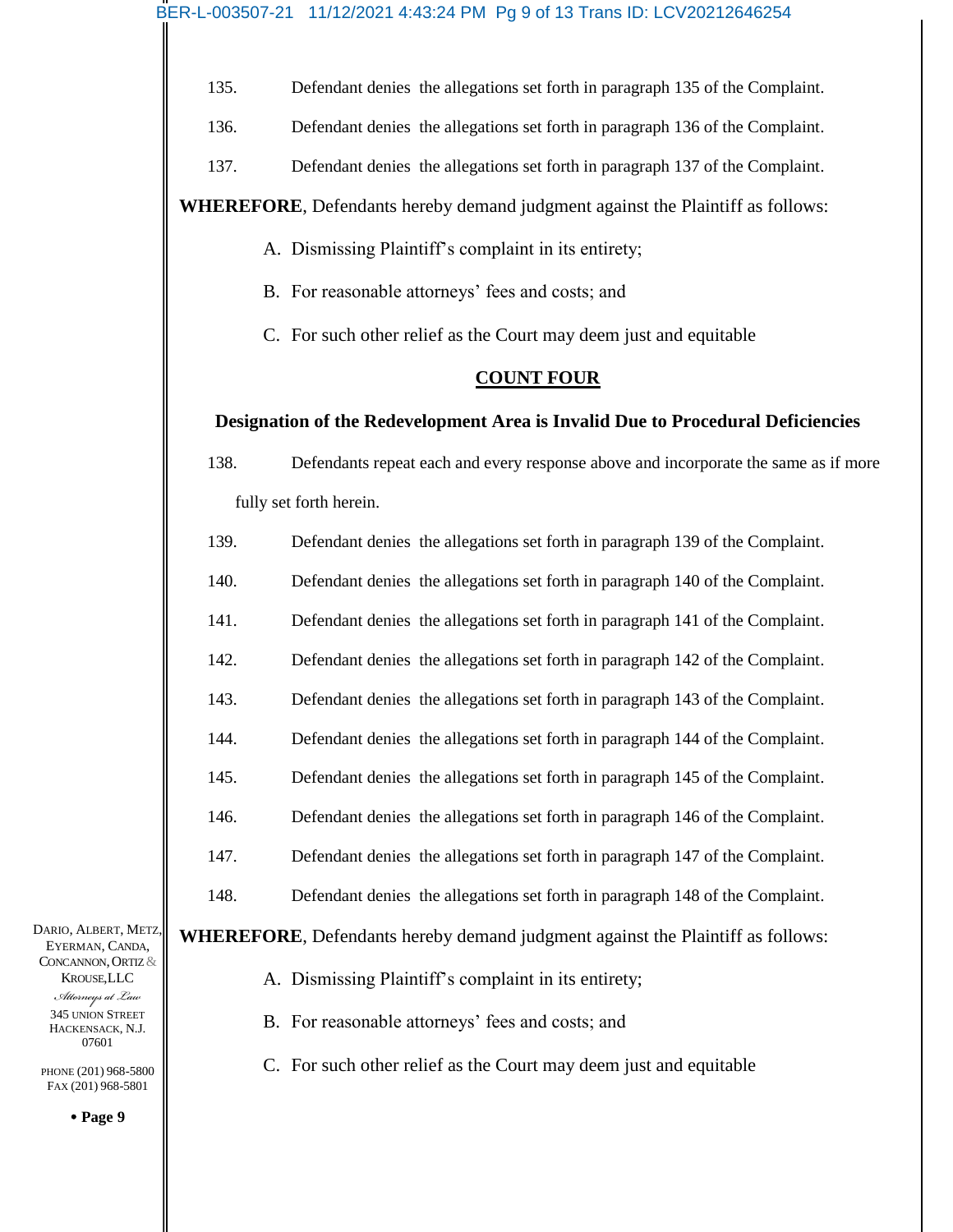135. Defendant denies the allegations set forth in paragraph 135 of the Complaint.

136. Defendant denies the allegations set forth in paragraph 136 of the Complaint.

137. Defendant denies the allegations set forth in paragraph 137 of the Complaint.

**WHEREFORE**, Defendants hereby demand judgment against the Plaintiff as follows:

A. Dismissing Plaintiff's complaint in its entirety;

B. For reasonable attorneys' fees and costs; and

C. For such other relief as the Court may deem just and equitable

## COUNT FOUR

### Designation of the Redevelopment Area is Invalid Due to Procedural Deficiencies

138. Defendants repeat each and every response above and incorporate the same as if more fully set forth herein.

139. Defendant denies the allegations set forth in paragraph 139 of the Complaint.

140. Defendant denies the allegations set forth in paragraph 140 of the Complaint.

141. Defendant denies the allegations set forth in paragraph 141 of the Complaint.

142. Defendant denies the allegations set forth in paragraph 142 of the Complaint.

143. Defendant denies the allegations set forth in paragraph 143 of the Complaint.

144. Defendant denies the allegations set forth in paragraph 144 of the Complaint.

145. Defendant denies the allegations set forth in paragraph 145 of the Complaint.

146. Defendant denies the allegations set forth in paragraph 146 of the Complaint.

147. Defendant denies the allegations set forth in paragraph 147 of the Complaint.

148. Defendant denies the allegations set forth in paragraph 148 of the Complaint.

**WHEREFORE**, Defendants hereby demand judgment against the Plaintiff as follows:

A. Dismissing Plaintiff's complaint in its entirety;

B. For reasonable attorneys' fees and costs; and

C. For such other relief as the Court may deem just and equitable

DARIO, ALBERT, METZ, EYERMAN, CANDA, CONCANNON, ORTIZ & KROUSE, LLC
*Attorneys at Law*
345 UNION STREET
HACKENSACK, N.J. 07601

PHONE (201) 968-5800
FAX (201) 968-5801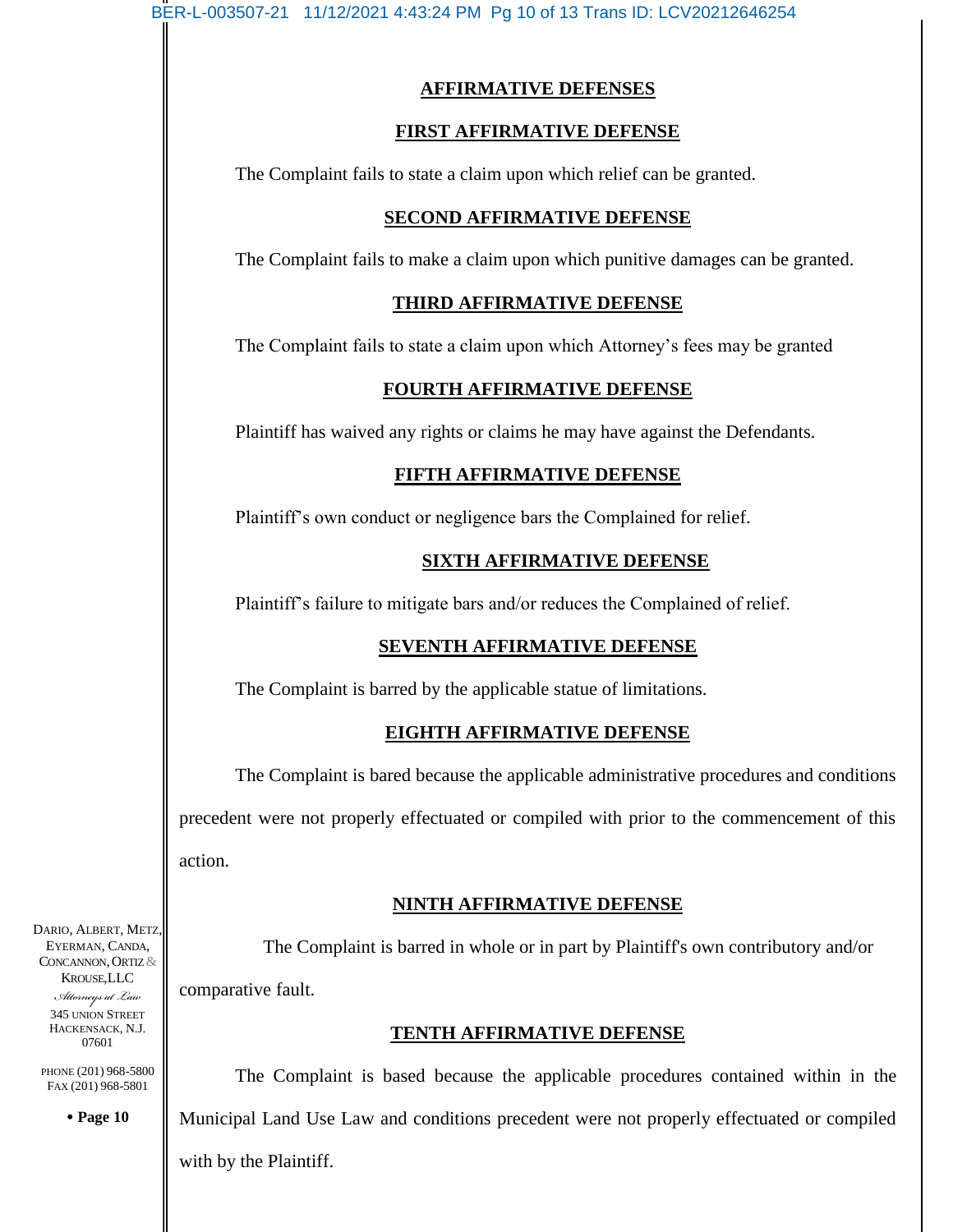## AFFIRMATIVE DEFENSES

### FIRST AFFIRMATIVE DEFENSE

The Complaint fails to state a claim upon which relief can be granted.

### SECOND AFFIRMATIVE DEFENSE

The Complaint fails to make a claim upon which punitive damages can be granted.

### THIRD AFFIRMATIVE DEFENSE

The Complaint fails to state a claim upon which Attorney's fees may be granted

### FOURTH AFFIRMATIVE DEFENSE

Plaintiff has waived any rights or claims he may have against the Defendants.

### FIFTH AFFIRMATIVE DEFENSE

Plaintiff's own conduct or negligence bars the Complained for relief.

### SIXTH AFFIRMATIVE DEFENSE

Plaintiff's failure to mitigate bars and/or reduces the Complained of relief.

### SEVENTH AFFIRMATIVE DEFENSE

The Complaint is barred by the applicable statue of limitations.

### EIGHTH AFFIRMATIVE DEFENSE

The Complaint is bared because the applicable administrative procedures and conditions precedent were not properly effectuated or compiled with prior to the commencement of this action.

### NINTH AFFIRMATIVE DEFENSE

The Complaint is barred in whole or in part by Plaintiff's own contributory and/or comparative fault.

### TENTH AFFIRMATIVE DEFENSE

The Complaint is based because the applicable procedures contained within in the Municipal Land Use Law and conditions precedent were not properly effectuated or compiled with by the Plaintiff.

DARIO, ALBERT, METZ, EYERMAN, CANDA, CONCANNON, ORTIZ & KROUSE, LLC
*Attorneys at Law*
345 UNION STREET
HACKENSACK, N.J. 07601
PHONE (201) 968-5800
FAX (201) 968-5801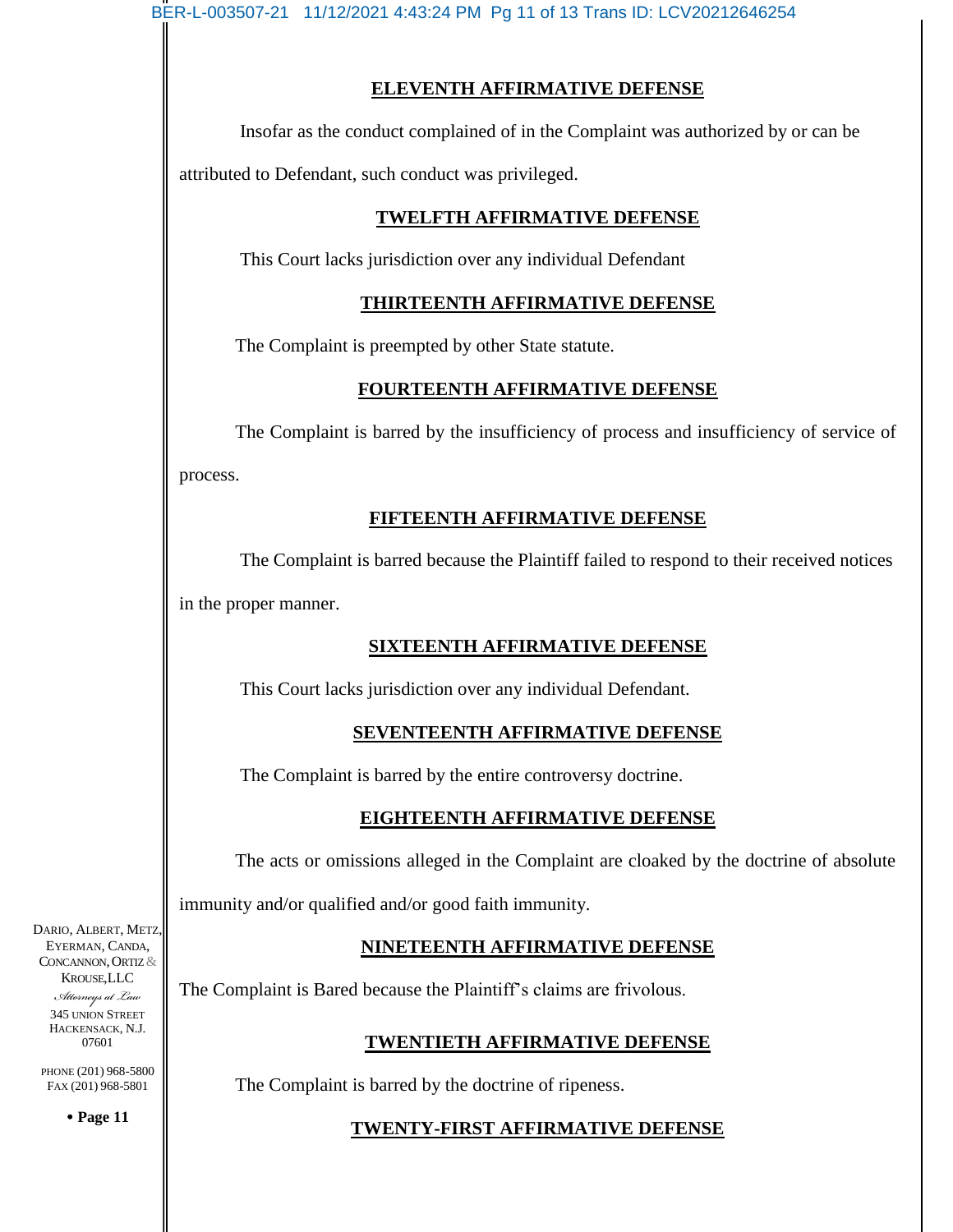## ELEVENTH AFFIRMATIVE DEFENSE

Insofar as the conduct complained of in the Complaint was authorized by or can be attributed to Defendant, such conduct was privileged.

## TWELFTH AFFIRMATIVE DEFENSE

This Court lacks jurisdiction over any individual Defendant

## THIRTEENTH AFFIRMATIVE DEFENSE

The Complaint is preempted by other State statute.

## FOURTEENTH AFFIRMATIVE DEFENSE

The Complaint is barred by the insufficiency of process and insufficiency of service of process.

## FIFTEENTH AFFIRMATIVE DEFENSE

The Complaint is barred because the Plaintiff failed to respond to their received notices in the proper manner.

## SIXTEENTH AFFIRMATIVE DEFENSE

This Court lacks jurisdiction over any individual Defendant.

## SEVENTEENTH AFFIRMATIVE DEFENSE

The Complaint is barred by the entire controversy doctrine.

## EIGHTEENTH AFFIRMATIVE DEFENSE

The acts or omissions alleged in the Complaint are cloaked by the doctrine of absolute immunity and/or qualified and/or good faith immunity.

## NINETEENTH AFFIRMATIVE DEFENSE

The Complaint is Bared because the Plaintiff's claims are frivolous.

## TWENTIETH AFFIRMATIVE DEFENSE

The Complaint is barred by the doctrine of ripeness.

## TWENTY-FIRST AFFIRMATIVE DEFENSE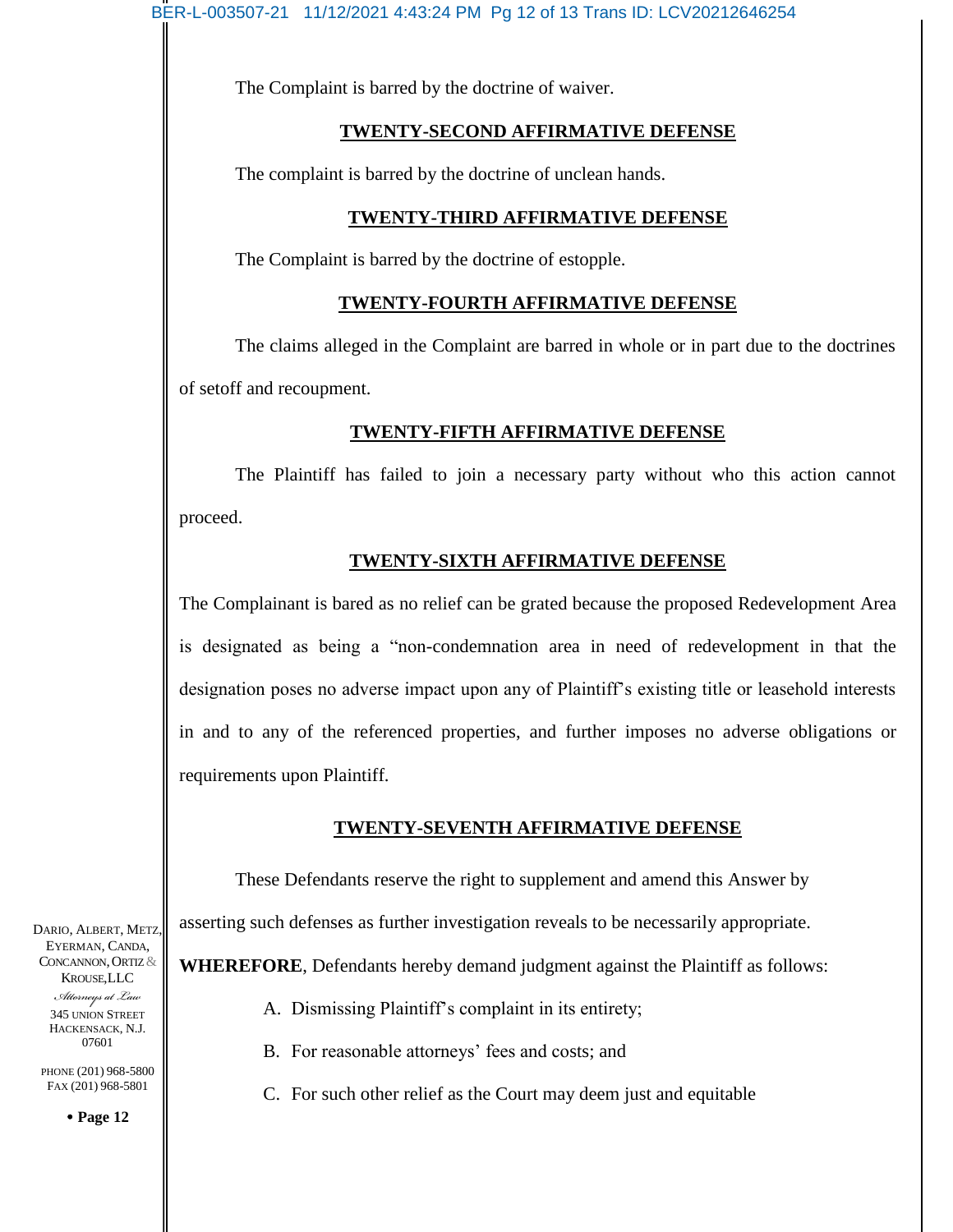The Complaint is barred by the doctrine of waiver.

**TWENTY-SECOND AFFIRMATIVE DEFENSE**

The complaint is barred by the doctrine of unclean hands.

**TWENTY-THIRD AFFIRMATIVE DEFENSE**

The Complaint is barred by the doctrine of estopple.

**TWENTY-FOURTH AFFIRMATIVE DEFENSE**

The claims alleged in the Complaint are barred in whole or in part due to the doctrines of setoff and recoupment.

**TWENTY-FIFTH AFFIRMATIVE DEFENSE**

The Plaintiff has failed to join a necessary party without who this action cannot proceed.

**TWENTY-SIXTH AFFIRMATIVE DEFENSE**

The Complainant is bared as no relief can be grated because the proposed Redevelopment Area is designated as being a "non-condemnation area in need of redevelopment in that the designation poses no adverse impact upon any of Plaintiff's existing title or leasehold interests in and to any of the referenced properties, and further imposes no adverse obligations or requirements upon Plaintiff.

**TWENTY-SEVENTH AFFIRMATIVE DEFENSE**

These Defendants reserve the right to supplement and amend this Answer by asserting such defenses as further investigation reveals to be necessarily appropriate.

**WHEREFORE**, Defendants hereby demand judgment against the Plaintiff as follows:

A. Dismissing Plaintiff's complaint in its entirety;

B. For reasonable attorneys' fees and costs; and

C. For such other relief as the Court may deem just and equitable

DARIO, ALBERT, METZ, EYERMAN, CANDA, CONCANNON, ORTIZ & KROUSE, LLC
*Attorneys at Law*
345 UNION STREET
HACKENSACK, N.J. 07601

PHONE (201) 968-5800
FAX (201) 968-5801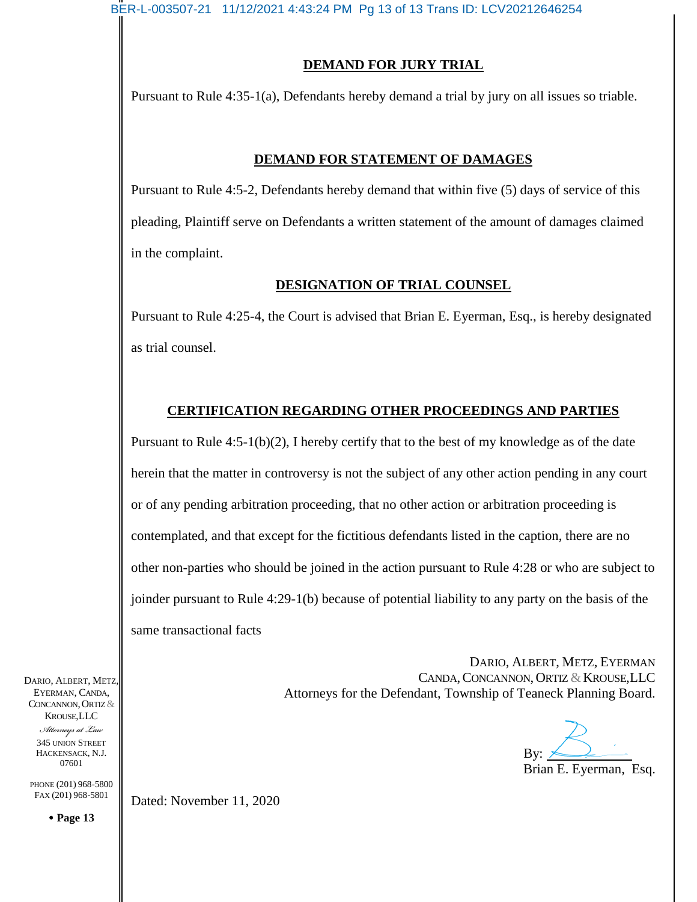## DEMAND FOR JURY TRIAL

Pursuant to Rule 4:35-1(a), Defendants hereby demand a trial by jury on all issues so triable.

## DEMAND FOR STATEMENT OF DAMAGES

Pursuant to Rule 4:5-2, Defendants hereby demand that within five (5) days of service of this pleading, Plaintiff serve on Defendants a written statement of the amount of damages claimed in the complaint.

## DESIGNATION OF TRIAL COUNSEL

Pursuant to Rule 4:25-4, the Court is advised that Brian E. Eyerman, Esq., is hereby designated as trial counsel.

## CERTIFICATION REGARDING OTHER PROCEEDINGS AND PARTIES

Pursuant to Rule 4:5-1(b)(2), I hereby certify that to the best of my knowledge as of the date herein that the matter in controversy is not the subject of any other action pending in any court or of any pending arbitration proceeding, that no other action or arbitration proceeding is contemplated, and that except for the fictitious defendants listed in the caption, there are no other non-parties who should be joined in the action pursuant to Rule 4:28 or who are subject to joinder pursuant to Rule 4:29-1(b) because of potential liability to any party on the basis of the same transactional facts

DARIO, ALBERT, METZ, EYERMAN
CANDA, CONCANNON, ORTIZ & KROUSE,LLC
Attorneys for the Defendant, Township of Teaneck Planning Board.

By: ____________________
Brian E. Eyerman, Esq.

Dated: November 11, 2020

DARIO, ALBERT, METZ, EYERMAN, CANDA, CONCANNON, ORTIZ & KROUSE,LLC
*Attorneys at Law*
345 UNION STREET
HACKENSACK, N.J. 07601

PHONE (201) 968-5800
FAX (201) 968-5801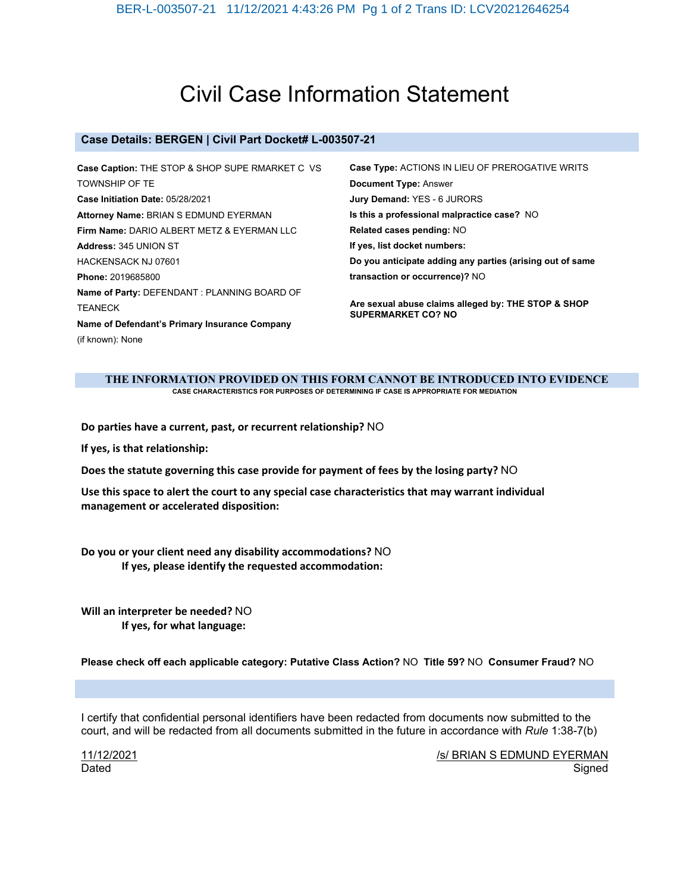# Civil Case Information Statement

## Case Details: BERGEN | Civil Part Docket# L-003507-21

**Case Caption:** THE STOP & SHOP SUPE RMARKET C VS TOWNSHIP OF TE

**Case Initiation Date:** 05/28/2021

**Attorney Name:** BRIAN S EDMUND EYERMAN

**Firm Name:** DARIO ALBERT METZ & EYERMAN LLC

**Address:** 345 UNION ST
HACKENSACK NJ 07601

**Phone:** 2019685800

**Name of Party:** DEFENDANT : PLANNING BOARD OF TEANECK

**Name of Defendant's Primary Insurance Company** (if known): None

**Case Type:** ACTIONS IN LIEU OF PREROGATIVE WRITS

**Document Type:** Answer

**Jury Demand:** YES - 6 JURORS

**Is this a professional malpractice case?** NO

**Related cases pending:** NO

**If yes, list docket numbers:**

**Do you anticipate adding any parties (arising out of same transaction or occurrence)?** NO

**Are sexual abuse claims alleged by: THE STOP & SHOP SUPERMARKET CO? NO**

## THE INFORMATION PROVIDED ON THIS FORM CANNOT BE INTRODUCED INTO EVIDENCE

**CASE CHARACTERISTICS FOR PURPOSES OF DETERMINING IF CASE IS APPROPRIATE FOR MEDIATION**

**Do parties have a current, past, or recurrent relationship?** NO

**If yes, is that relationship:**

**Does the statute governing this case provide for payment of fees by the losing party?** NO

**Use this space to alert the court to any special case characteristics that may warrant individual management or accelerated disposition:**

**Do you or your client need any disability accommodations?** NO

**If yes, please identify the requested accommodation:**

**Will an interpreter be needed?** NO

**If yes, for what language:**

**Please check off each applicable category: Putative Class Action?** NO **Title 59?** NO **Consumer Fraud?** NO

I certify that confidential personal identifiers have been redacted from documents now submitted to the court, and will be redacted from all documents submitted in the future in accordance with *Rule* 1:38-7(b)

11/12/2021
Dated

/s/ BRIAN S EDMUND EYERMAN
Signed